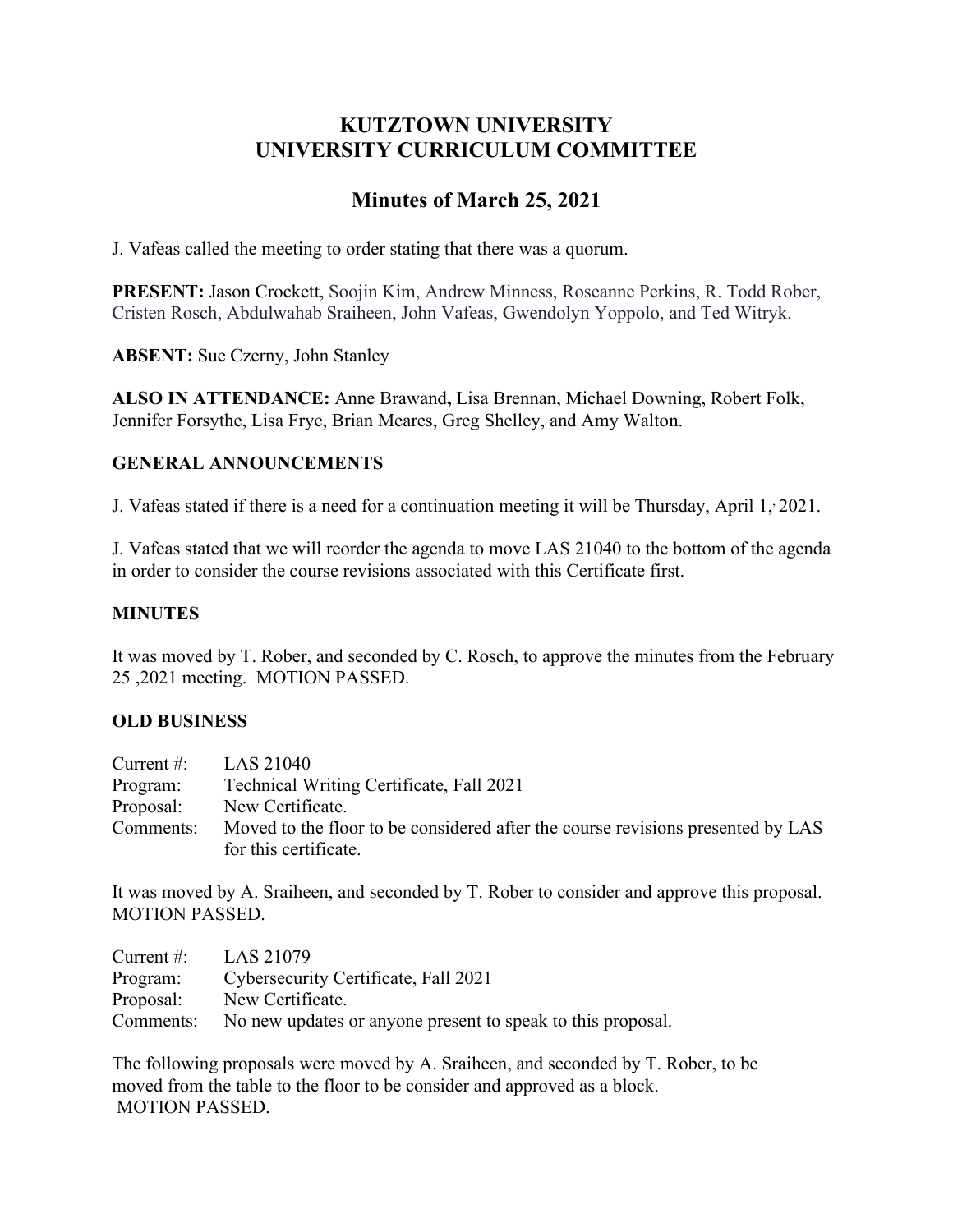# KUTZTOWN UNIVERSITY
# UNIVERSITY CURRICULUM COMMITTEE

## Minutes of March 25, 2021

J. Vafeas called the meeting to order stating that there was a quorum.

**PRESENT:** Jason Crockett, Soojin Kim, Andrew Minness, Roseanne Perkins, R. Todd Rober, Cristen Rosch, Abdulwahab Sraiheen, John Vafeas, Gwendolyn Yoppolo, and Ted Witryk.

**ABSENT:** Sue Czerny, John Stanley

**ALSO IN ATTENDANCE:** Anne Brawand**,** Lisa Brennan, Michael Downing, Robert Folk, Jennifer Forsythe, Lisa Frye, Brian Meares, Greg Shelley, and Amy Walton.

### GENERAL ANNOUNCEMENTS

J. Vafeas stated if there is a need for a continuation meeting it will be Thursday, April 1, 2021.

J. Vafeas stated that we will reorder the agenda to move LAS 21040 to the bottom of the agenda in order to consider the course revisions associated with this Certificate first.

### MINUTES

It was moved by T. Rober, and seconded by C. Rosch, to approve the minutes from the February 25 ,2021 meeting. MOTION PASSED.

### OLD BUSINESS

Current #: LAS 21040
Program: Technical Writing Certificate, Fall 2021
Proposal: New Certificate.
Comments: Moved to the floor to be considered after the course revisions presented by LAS for this certificate.

It was moved by A. Sraiheen, and seconded by T. Rober to consider and approve this proposal. MOTION PASSED.

Current #: LAS 21079
Program: Cybersecurity Certificate, Fall 2021
Proposal: New Certificate.
Comments: No new updates or anyone present to speak to this proposal.

The following proposals were moved by A. Sraiheen, and seconded by T. Rober, to be moved from the table to the floor to be consider and approved as a block.
MOTION PASSED.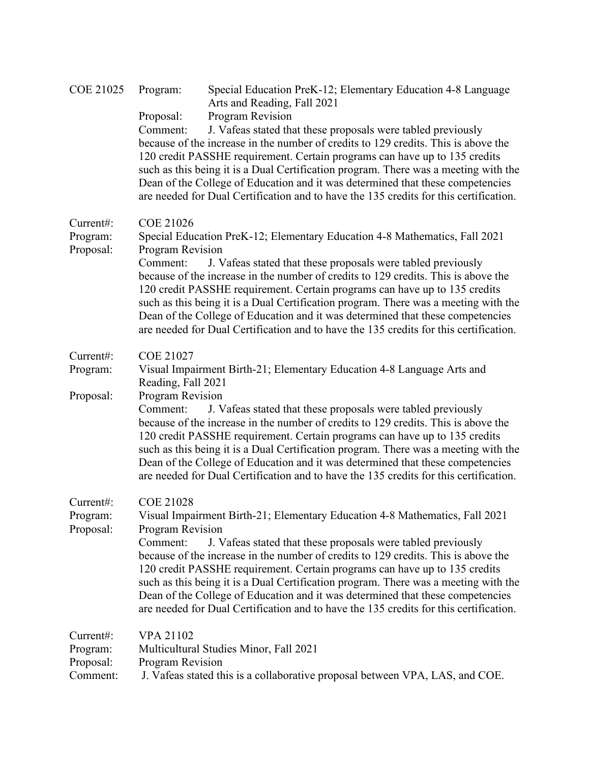COE 21025
Program: Special Education PreK-12; Elementary Education 4-8 Language Arts and Reading, Fall 2021
Proposal: Program Revision
Comment: J. Vafeas stated that these proposals were tabled previously because of the increase in the number of credits to 129 credits. This is above the 120 credit PASSHE requirement. Certain programs can have up to 135 credits such as this being it is a Dual Certification program. There was a meeting with the Dean of the College of Education and it was determined that these competencies are needed for Dual Certification and to have the 135 credits for this certification.

Current#: COE 21026
Program: Special Education PreK-12; Elementary Education 4-8 Mathematics, Fall 2021
Proposal: Program Revision
Comment: J. Vafeas stated that these proposals were tabled previously because of the increase in the number of credits to 129 credits. This is above the 120 credit PASSHE requirement. Certain programs can have up to 135 credits such as this being it is a Dual Certification program. There was a meeting with the Dean of the College of Education and it was determined that these competencies are needed for Dual Certification and to have the 135 credits for this certification.

Current#: COE 21027
Program: Visual Impairment Birth-21; Elementary Education 4-8 Language Arts and Reading, Fall 2021
Proposal: Program Revision
Comment: J. Vafeas stated that these proposals were tabled previously because of the increase in the number of credits to 129 credits. This is above the 120 credit PASSHE requirement. Certain programs can have up to 135 credits such as this being it is a Dual Certification program. There was a meeting with the Dean of the College of Education and it was determined that these competencies are needed for Dual Certification and to have the 135 credits for this certification.

Current#: COE 21028
Program: Visual Impairment Birth-21; Elementary Education 4-8 Mathematics, Fall 2021
Proposal: Program Revision
Comment: J. Vafeas stated that these proposals were tabled previously because of the increase in the number of credits to 129 credits. This is above the 120 credit PASSHE requirement. Certain programs can have up to 135 credits such as this being it is a Dual Certification program. There was a meeting with the Dean of the College of Education and it was determined that these competencies are needed for Dual Certification and to have the 135 credits for this certification.

Current#: VPA 21102
Program: Multicultural Studies Minor, Fall 2021
Proposal: Program Revision
Comment: J. Vafeas stated this is a collaborative proposal between VPA, LAS, and COE.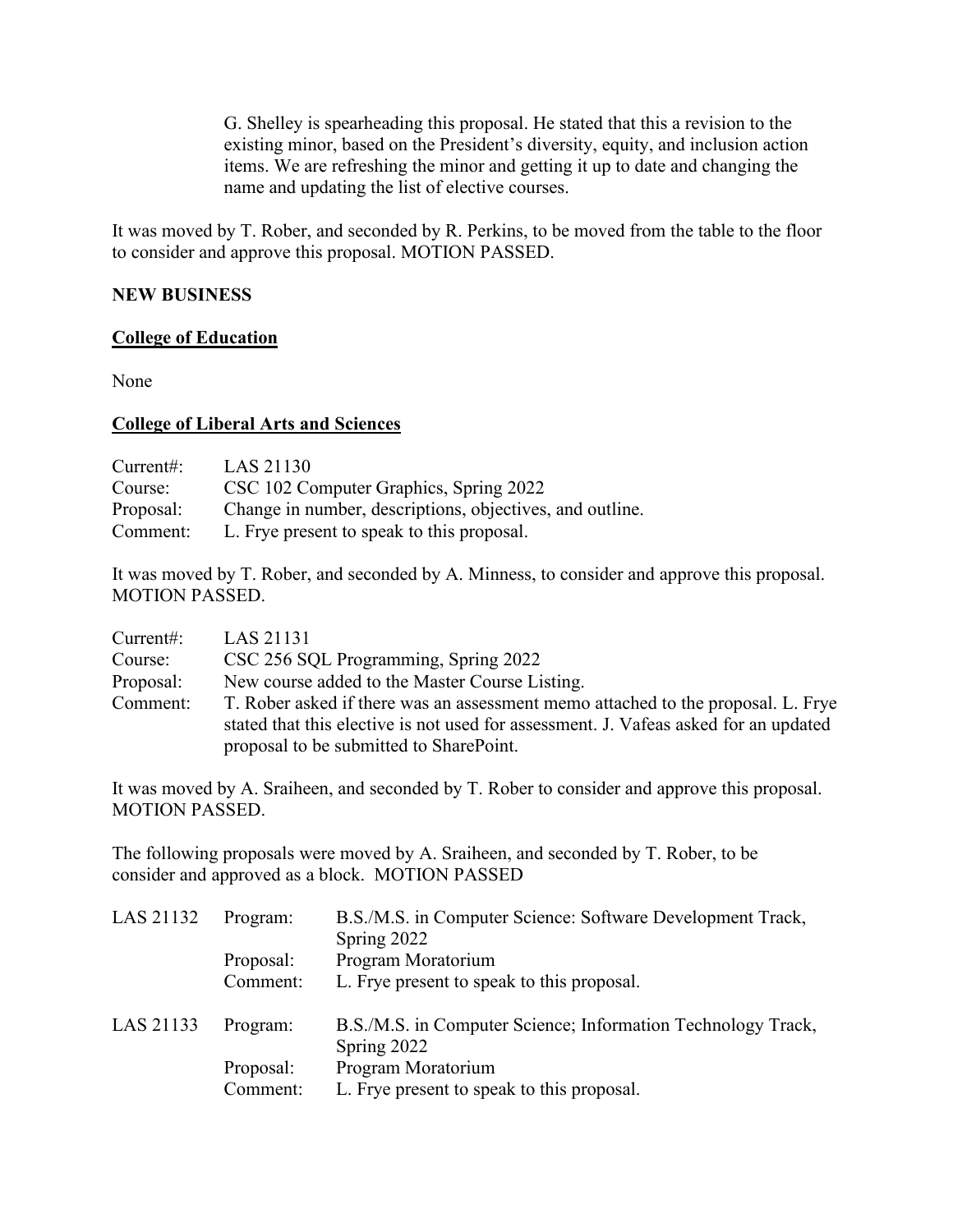G. Shelley is spearheading this proposal. He stated that this a revision to the existing minor, based on the President's diversity, equity, and inclusion action items. We are refreshing the minor and getting it up to date and changing the name and updating the list of elective courses.

It was moved by T. Rober, and seconded by R. Perkins, to be moved from the table to the floor to consider and approve this proposal. MOTION PASSED.

**NEW BUSINESS**

**College of Education**

None

**College of Liberal Arts and Sciences**

Current#: LAS 21130
Course: CSC 102 Computer Graphics, Spring 2022
Proposal: Change in number, descriptions, objectives, and outline.
Comment: L. Frye present to speak to this proposal.

It was moved by T. Rober, and seconded by A. Minness, to consider and approve this proposal. MOTION PASSED.

Current#: LAS 21131
Course: CSC 256 SQL Programming, Spring 2022
Proposal: New course added to the Master Course Listing.
Comment: T. Rober asked if there was an assessment memo attached to the proposal. L. Frye stated that this elective is not used for assessment. J. Vafeas asked for an updated proposal to be submitted to SharePoint.

It was moved by A. Sraiheen, and seconded by T. Rober to consider and approve this proposal. MOTION PASSED.

The following proposals were moved by A. Sraiheen, and seconded by T. Rober, to be consider and approved as a block. MOTION PASSED

LAS 21132
Program: B.S./M.S. in Computer Science: Software Development Track, Spring 2022
Proposal: Program Moratorium
Comment: L. Frye present to speak to this proposal.

LAS 21133
Program: B.S./M.S. in Computer Science; Information Technology Track, Spring 2022
Proposal: Program Moratorium
Comment: L. Frye present to speak to this proposal.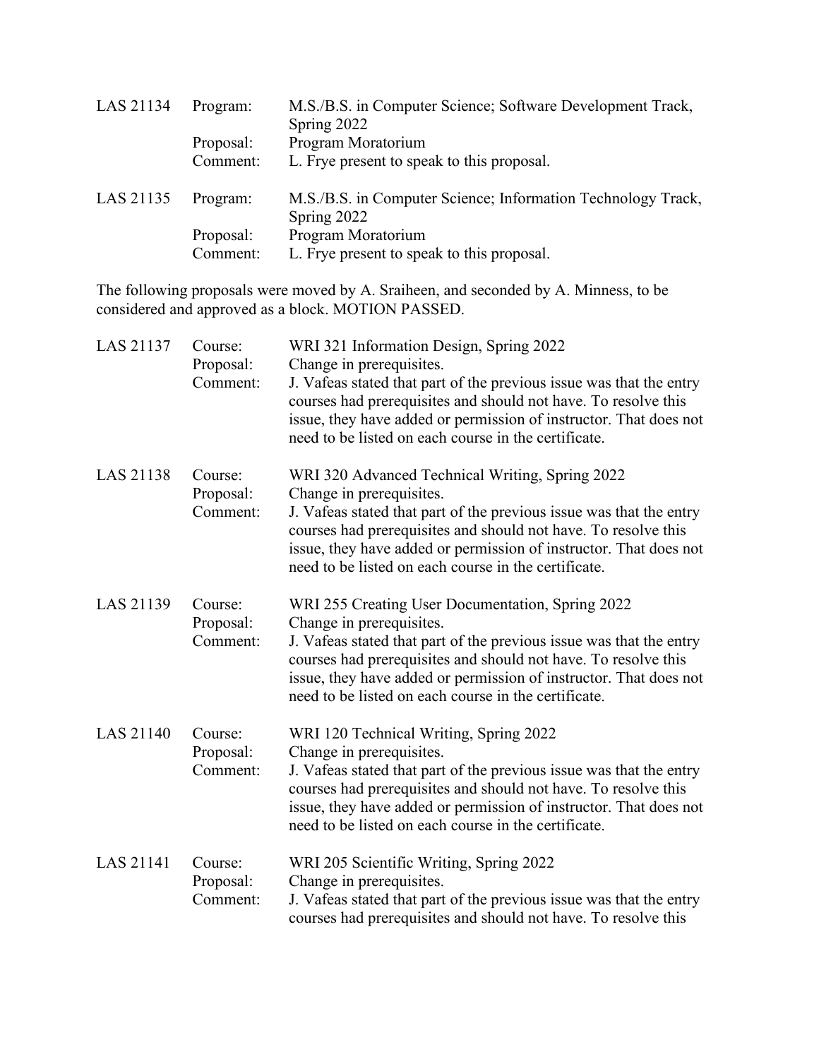| | | |
|---|---|---|
| LAS 21134 | Program: | M.S./B.S. in Computer Science; Software Development Track, Spring 2022 |
| | Proposal: | Program Moratorium |
| | Comment: | L. Frye present to speak to this proposal. |
| LAS 21135 | Program: | M.S./B.S. in Computer Science; Information Technology Track, Spring 2022 |
| | Proposal: | Program Moratorium |
| | Comment: | L. Frye present to speak to this proposal. |

The following proposals were moved by A. Sraiheen, and seconded by A. Minness, to be considered and approved as a block. MOTION PASSED.

| | | |
|---|---|---|
| LAS 21137 | Course: | WRI 321 Information Design, Spring 2022 |
| | Proposal: | Change in prerequisites. |
| | Comment: | J. Vafeas stated that part of the previous issue was that the entry courses had prerequisites and should not have. To resolve this issue, they have added or permission of instructor. That does not need to be listed on each course in the certificate. |
| LAS 21138 | Course: | WRI 320 Advanced Technical Writing, Spring 2022 |
| | Proposal: | Change in prerequisites. |
| | Comment: | J. Vafeas stated that part of the previous issue was that the entry courses had prerequisites and should not have. To resolve this issue, they have added or permission of instructor. That does not need to be listed on each course in the certificate. |
| LAS 21139 | Course: | WRI 255 Creating User Documentation, Spring 2022 |
| | Proposal: | Change in prerequisites. |
| | Comment: | J. Vafeas stated that part of the previous issue was that the entry courses had prerequisites and should not have. To resolve this issue, they have added or permission of instructor. That does not need to be listed on each course in the certificate. |
| LAS 21140 | Course: | WRI 120 Technical Writing, Spring 2022 |
| | Proposal: | Change in prerequisites. |
| | Comment: | J. Vafeas stated that part of the previous issue was that the entry courses had prerequisites and should not have. To resolve this issue, they have added or permission of instructor. That does not need to be listed on each course in the certificate. |
| LAS 21141 | Course: | WRI 205 Scientific Writing, Spring 2022 |
| | Proposal: | Change in prerequisites. |
| | Comment: | J. Vafeas stated that part of the previous issue was that the entry courses had prerequisites and should not have. To resolve this |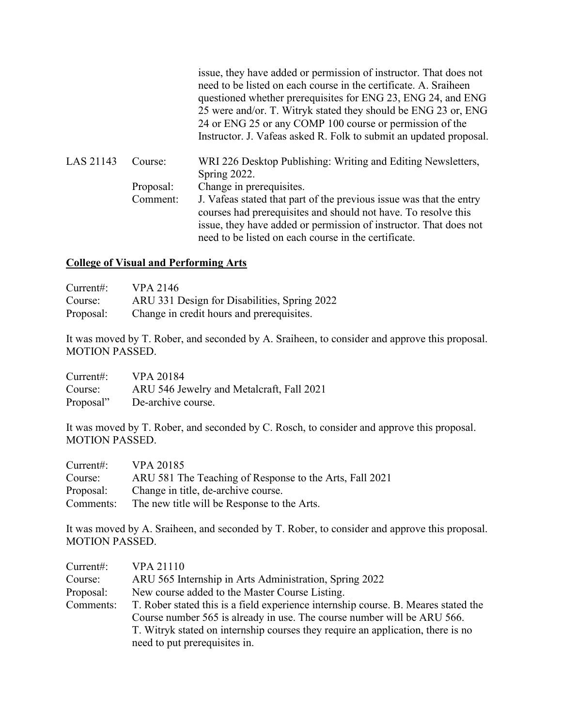issue, they have added or permission of instructor. That does not need to be listed on each course in the certificate. A. Sraiheen questioned whether prerequisites for ENG 23, ENG 24, and ENG 25 were and/or. T. Witryk stated they should be ENG 23 or, ENG 24 or ENG 25 or any COMP 100 course or permission of the Instructor. J. Vafeas asked R. Folk to submit an updated proposal.

LAS 21143 Course: WRI 226 Desktop Publishing: Writing and Editing Newsletters, Spring 2022.
Proposal: Change in prerequisites.
Comment: J. Vafeas stated that part of the previous issue was that the entry courses had prerequisites and should not have. To resolve this issue, they have added or permission of instructor. That does not need to be listed on each course in the certificate.

**College of Visual and Performing Arts**

Current#: VPA 2146
Course: ARU 331 Design for Disabilities, Spring 2022
Proposal: Change in credit hours and prerequisites.

It was moved by T. Rober, and seconded by A. Sraiheen, to consider and approve this proposal. MOTION PASSED.

Current#: VPA 20184
Course: ARU 546 Jewelry and Metalcraft, Fall 2021
Proposal" De-archive course.

It was moved by T. Rober, and seconded by C. Rosch, to consider and approve this proposal. MOTION PASSED.

Current#: VPA 20185
Course: ARU 581 The Teaching of Response to the Arts, Fall 2021
Proposal: Change in title, de-archive course.
Comments: The new title will be Response to the Arts.

It was moved by A. Sraiheen, and seconded by T. Rober, to consider and approve this proposal. MOTION PASSED.

Current#: VPA 21110
Course: ARU 565 Internship in Arts Administration, Spring 2022
Proposal: New course added to the Master Course Listing.
Comments: T. Rober stated this is a field experience internship course. B. Meares stated the Course number 565 is already in use. The course number will be ARU 566. T. Witryk stated on internship courses they require an application, there is no need to put prerequisites in.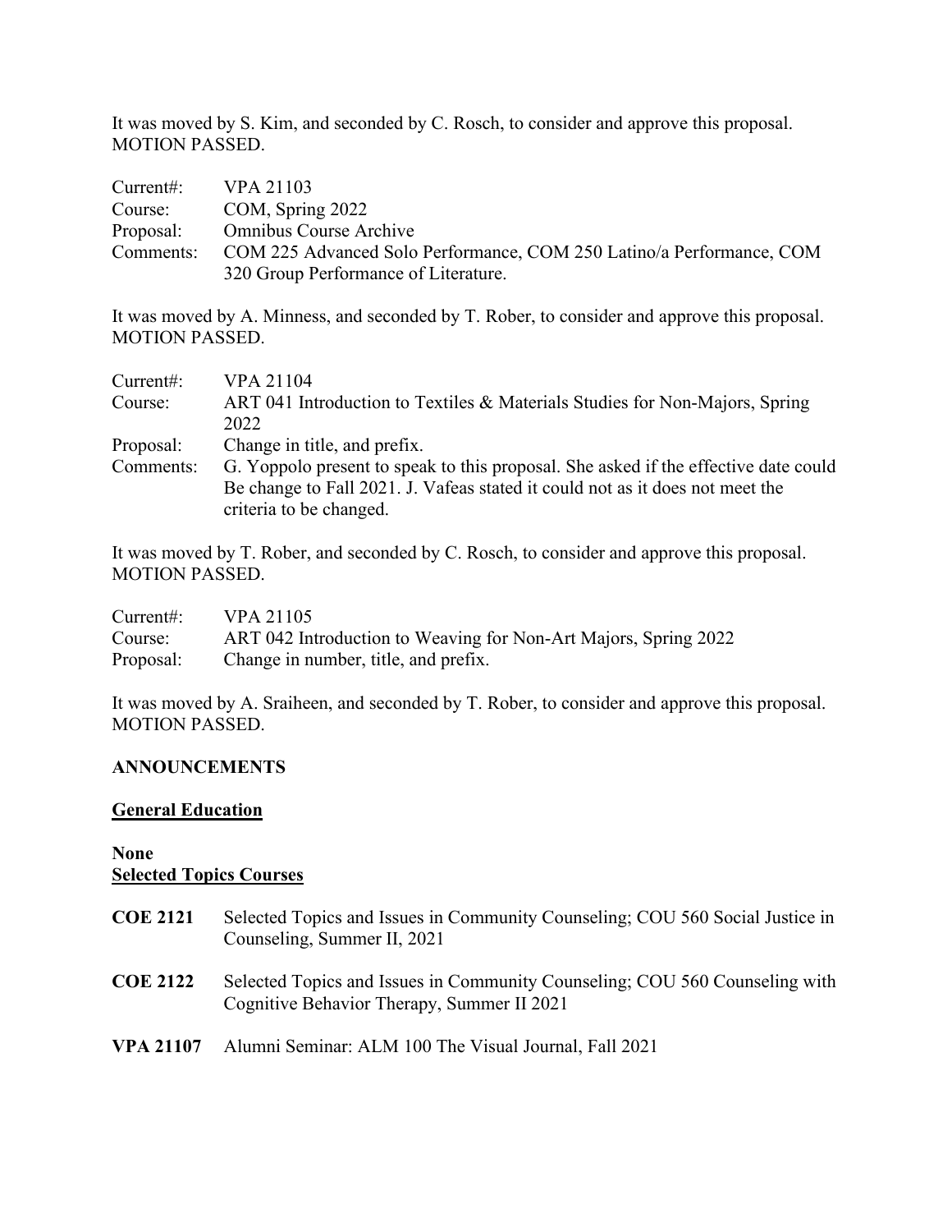It was moved by S. Kim, and seconded by C. Rosch, to consider and approve this proposal. MOTION PASSED.

Current#: VPA 21103
Course: COM, Spring 2022
Proposal: Omnibus Course Archive
Comments: COM 225 Advanced Solo Performance, COM 250 Latino/a Performance, COM 320 Group Performance of Literature.

It was moved by A. Minness, and seconded by T. Rober, to consider and approve this proposal. MOTION PASSED.

Current#: VPA 21104
Course: ART 041 Introduction to Textiles & Materials Studies for Non-Majors, Spring 2022
Proposal: Change in title, and prefix.
Comments: G. Yoppolo present to speak to this proposal. She asked if the effective date could Be change to Fall 2021. J. Vafeas stated it could not as it does not meet the criteria to be changed.

It was moved by T. Rober, and seconded by C. Rosch, to consider and approve this proposal. MOTION PASSED.

Current#: VPA 21105
Course: ART 042 Introduction to Weaving for Non-Art Majors, Spring 2022
Proposal: Change in number, title, and prefix.

It was moved by A. Sraiheen, and seconded by T. Rober, to consider and approve this proposal. MOTION PASSED.

**ANNOUNCEMENTS**

**General Education**

**None**

**Selected Topics Courses**

**COE 2121** Selected Topics and Issues in Community Counseling; COU 560 Social Justice in Counseling, Summer II, 2021

**COE 2122** Selected Topics and Issues in Community Counseling; COU 560 Counseling with Cognitive Behavior Therapy, Summer II 2021

**VPA 21107** Alumni Seminar: ALM 100 The Visual Journal, Fall 2021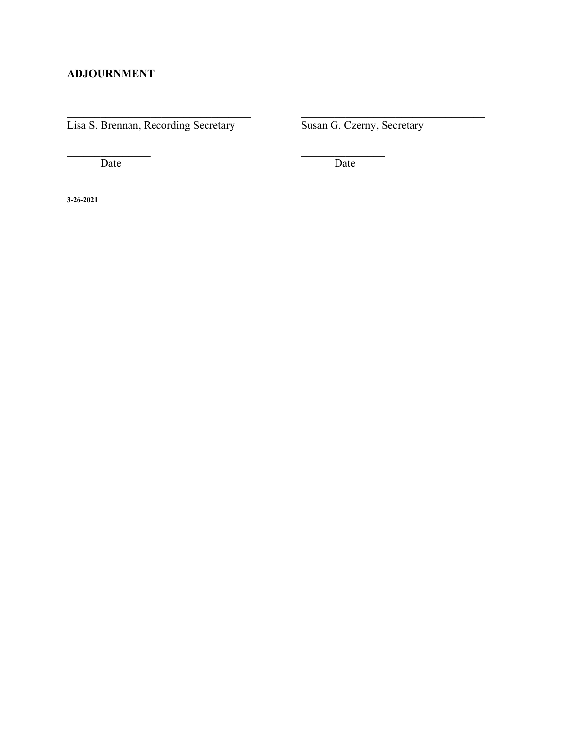**ADJOURNMENT**

\_\_\_\_\_\_\_\_\_\_\_\_\_\_\_\_\_\_\_\_\_\_\_\_\_\_\_\_\_\_\_\_\_\_\_
Lisa S. Brennan, Recording Secretary

\_\_\_\_\_\_\_\_\_\_\_\_\_\_\_\_\_\_\_\_\_\_\_\_\_\_\_\_\_\_\_\_\_\_\_
Susan G. Czerny, Secretary

\_\_\_\_\_\_\_\_\_\_\_\_\_\_\_\_
Date

\_\_\_\_\_\_\_\_\_\_\_\_\_\_\_\_
Date

**3-26-2021**